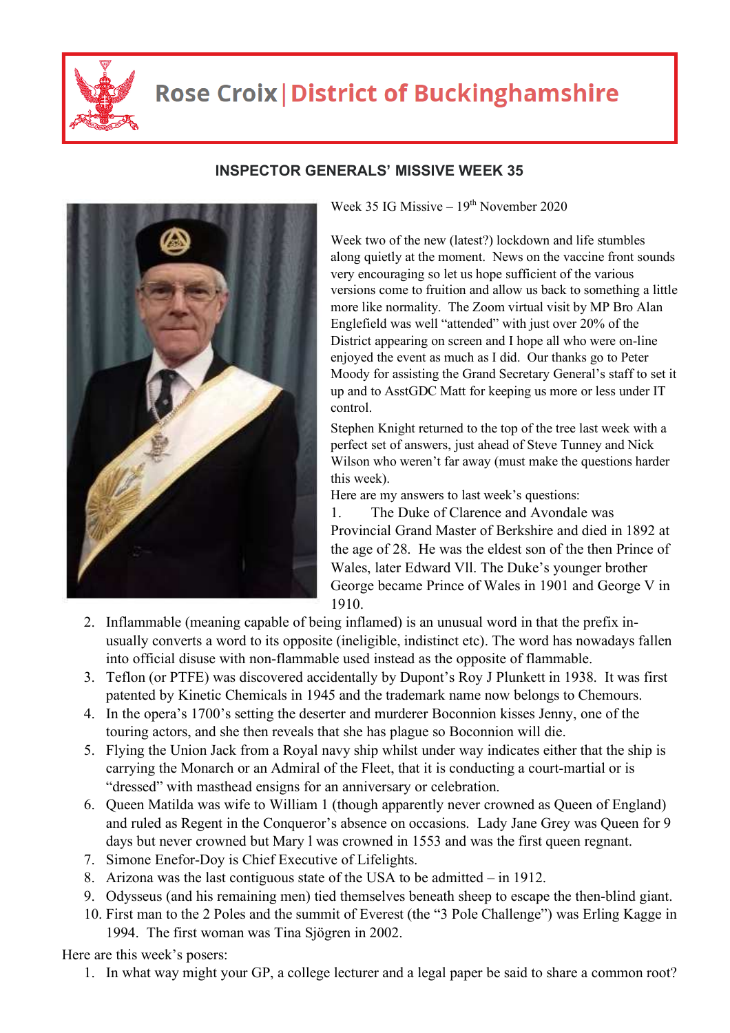# Rose Croix | District of Buckinghamshire

## INSPECTOR GENERALS' MISSIVE WEEK 35

Week 35 IG Missive – 19th November 2020

Week two of the new (latest?) lockdown and life stumbles along quietly at the moment. News on the vaccine front sounds very encouraging so let us hope sufficient of the various versions come to fruition and allow us back to something a little more like normality. The Zoom virtual visit by MP Bro Alan Englefield was well "attended" with just over 20% of the District appearing on screen and I hope all who were on-line enjoyed the event as much as I did. Our thanks go to Peter Moody for assisting the Grand Secretary General's staff to set it up and to AsstGDC Matt for keeping us more or less under IT control.

Stephen Knight returned to the top of the tree last week with a perfect set of answers, just ahead of Steve Tunney and Nick Wilson who weren't far away (must make the questions harder this week).

Here are my answers to last week's questions:

1. The Duke of Clarence and Avondale was Provincial Grand Master of Berkshire and died in 1892 at the age of 28. He was the eldest son of the then Prince of Wales, later Edward Vll. The Duke's younger brother George became Prince of Wales in 1901 and George V in 1910.
2. Inflammable (meaning capable of being inflamed) is an unusual word in that the prefix in- usually converts a word to its opposite (ineligible, indistinct etc). The word has nowadays fallen into official disuse with non-flammable used instead as the opposite of flammable.
3. Teflon (or PTFE) was discovered accidentally by Dupont's Roy J Plunkett in 1938. It was first patented by Kinetic Chemicals in 1945 and the trademark name now belongs to Chemours.
4. In the opera's 1700's setting the deserter and murderer Boconnion kisses Jenny, one of the touring actors, and she then reveals that she has plague so Boconnion will die.
5. Flying the Union Jack from a Royal navy ship whilst under way indicates either that the ship is carrying the Monarch or an Admiral of the Fleet, that it is conducting a court-martial or is "dressed" with masthead ensigns for an anniversary or celebration.
6. Queen Matilda was wife to William 1 (though apparently never crowned as Queen of England) and ruled as Regent in the Conqueror's absence on occasions. Lady Jane Grey was Queen for 9 days but never crowned but Mary l was crowned in 1553 and was the first queen regnant.
7. Simone Enefor-Doy is Chief Executive of Lifelights.
8. Arizona was the last contiguous state of the USA to be admitted – in 1912.
9. Odysseus (and his remaining men) tied themselves beneath sheep to escape the then-blind giant.
10. First man to the 2 Poles and the summit of Everest (the "3 Pole Challenge") was Erling Kagge in 1994. The first woman was Tina Sjögren in 2002.

Here are this week's posers:

1. In what way might your GP, a college lecturer and a legal paper be said to share a common root?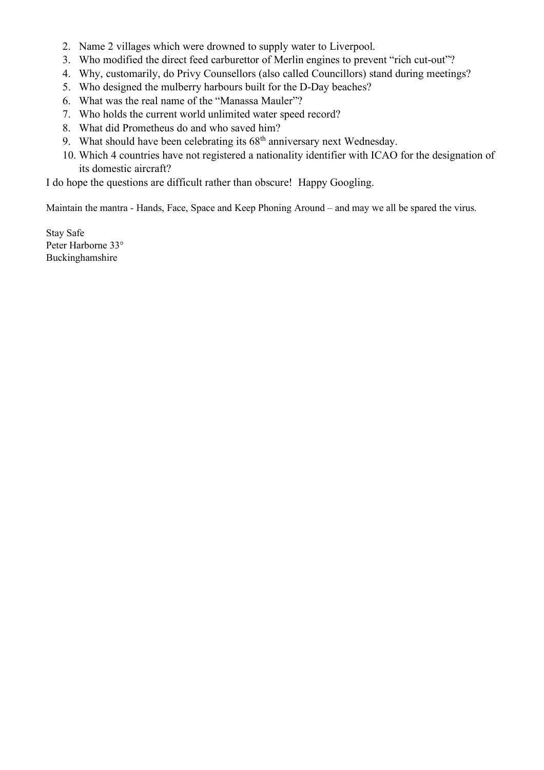2. Name 2 villages which were drowned to supply water to Liverpool.
3. Who modified the direct feed carburettor of Merlin engines to prevent "rich cut-out"?
4. Why, customarily, do Privy Counsellors (also called Councillors) stand during meetings?
5. Who designed the mulberry harbours built for the D-Day beaches?
6. What was the real name of the "Manassa Mauler"?
7. Who holds the current world unlimited water speed record?
8. What did Prometheus do and who saved him?
9. What should have been celebrating its 68th anniversary next Wednesday.
10. Which 4 countries have not registered a nationality identifier with ICAO for the designation of its domestic aircraft?

I do hope the questions are difficult rather than obscure! Happy Googling.

Maintain the mantra - Hands, Face, Space and Keep Phoning Around – and may we all be spared the virus.

Stay Safe
Peter Harborne 33°
Buckinghamshire